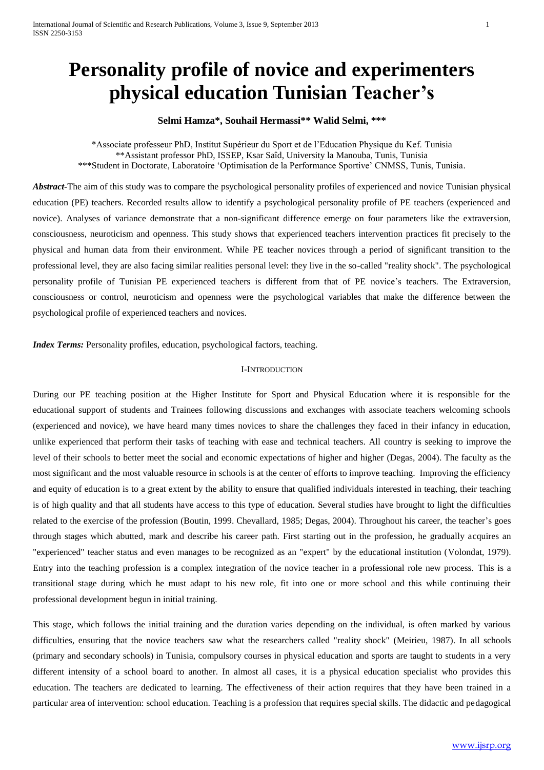# Personality profile of novice and experimenters physical education Tunisian Teacher's

**Selmi Hamza\*, Souhail Hermassi\*\* Walid Selmi, \*\*\***

\*Associate professeur PhD, Institut Supérieur du Sport et de l'Education Physique du Kef. Tunisia
\*\*Assistant professor PhD, ISSEP, Ksar Saîd, University la Manouba, Tunis, Tunisia
\*\*\*Student in Doctorate, Laboratoire 'Optimisation de la Performance Sportive' CNMSS, Tunis, Tunisia.

***Abstract*-**The aim of this study was to compare the psychological personality profiles of experienced and novice Tunisian physical education (PE) teachers. Recorded results allow to identify a psychological personality profile of PE teachers (experienced and novice). Analyses of variance demonstrate that a non-significant difference emerge on four parameters like the extraversion, consciousness, neuroticism and openness. This study shows that experienced teachers intervention practices fit precisely to the physical and human data from their environment. While PE teacher novices through a period of significant transition to the professional level, they are also facing similar realities personal level: they live in the so-called "reality shock". The psychological personality profile of Tunisian PE experienced teachers is different from that of PE novice's teachers. The Extraversion, consciousness or control, neuroticism and openness were the psychological variables that make the difference between the psychological profile of experienced teachers and novices.

***Index Terms:*** Personality profiles, education, psychological factors, teaching.

## I-Introduction

During our PE teaching position at the Higher Institute for Sport and Physical Education where it is responsible for the educational support of students and Trainees following discussions and exchanges with associate teachers welcoming schools (experienced and novice), we have heard many times novices to share the challenges they faced in their infancy in education, unlike experienced that perform their tasks of teaching with ease and technical teachers. All country is seeking to improve the level of their schools to better meet the social and economic expectations of higher and higher (Degas, 2004). The faculty as the most significant and the most valuable resource in schools is at the center of efforts to improve teaching. Improving the efficiency and equity of education is to a great extent by the ability to ensure that qualified individuals interested in teaching, their teaching is of high quality and that all students have access to this type of education. Several studies have brought to light the difficulties related to the exercise of the profession (Boutin, 1999. Chevallard, 1985; Degas, 2004). Throughout his career, the teacher's goes through stages which abutted, mark and describe his career path. First starting out in the profession, he gradually acquires an "experienced" teacher status and even manages to be recognized as an "expert" by the educational institution (Volondat, 1979). Entry into the teaching profession is a complex integration of the novice teacher in a professional role new process. This is a transitional stage during which he must adapt to his new role, fit into one or more school and this while continuing their professional development begun in initial training.

This stage, which follows the initial training and the duration varies depending on the individual, is often marked by various difficulties, ensuring that the novice teachers saw what the researchers called "reality shock" (Meirieu, 1987). In all schools (primary and secondary schools) in Tunisia, compulsory courses in physical education and sports are taught to students in a very different intensity of a school board to another. In almost all cases, it is a physical education specialist who provides this education. The teachers are dedicated to learning. The effectiveness of their action requires that they have been trained in a particular area of intervention: school education. Teaching is a profession that requires special skills. The didactic and pedagogical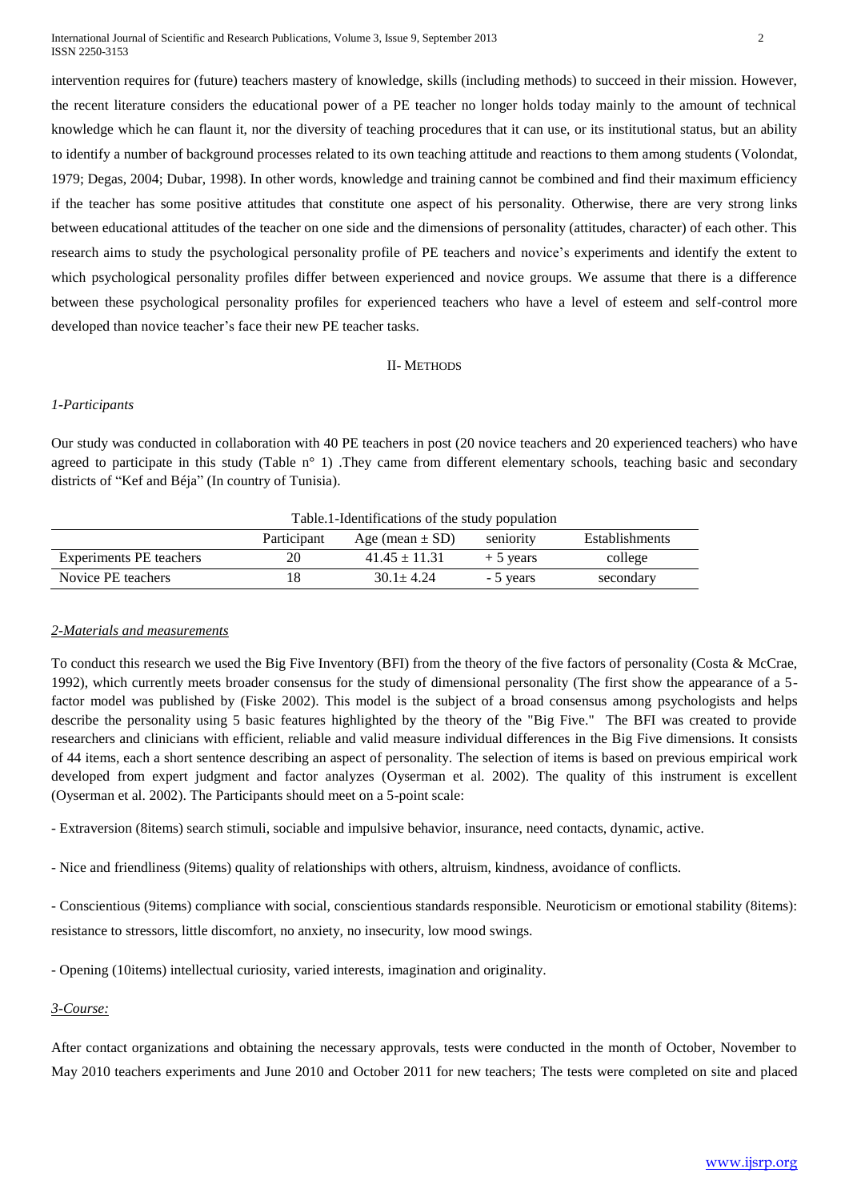intervention requires for (future) teachers mastery of knowledge, skills (including methods) to succeed in their mission. However, the recent literature considers the educational power of a PE teacher no longer holds today mainly to the amount of technical knowledge which he can flaunt it, nor the diversity of teaching procedures that it can use, or its institutional status, but an ability to identify a number of background processes related to its own teaching attitude and reactions to them among students (Volondat, 1979; Degas, 2004; Dubar, 1998). In other words, knowledge and training cannot be combined and find their maximum efficiency if the teacher has some positive attitudes that constitute one aspect of his personality. Otherwise, there are very strong links between educational attitudes of the teacher on one side and the dimensions of personality (attitudes, character) of each other. This research aims to study the psychological personality profile of PE teachers and novice's experiments and identify the extent to which psychological personality profiles differ between experienced and novice groups. We assume that there is a difference between these psychological personality profiles for experienced teachers who have a level of esteem and self-control more developed than novice teacher's face their new PE teacher tasks.

## II- METHODS

### *1-Participants*

Our study was conducted in collaboration with 40 PE teachers in post (20 novice teachers and 20 experienced teachers) who have agreed to participate in this study (Table n° 1) .They came from different elementary schools, teaching basic and secondary districts of "Kef and Béja" (In country of Tunisia).

Table.1-Identifications of the study population

| | Participant | Age (mean ± SD) | seniority | Establishments |
|---|---|---|---|---|
| Experiments PE teachers | 20 | 41.45 ± 11.31 | + 5 years | college |
| Novice PE teachers | 18 | 30.1± 4.24 | - 5 years | secondary |

### *2-Materials and measurements*

To conduct this research we used the Big Five Inventory (BFI) from the theory of the five factors of personality (Costa & McCrae, 1992), which currently meets broader consensus for the study of dimensional personality (The first show the appearance of a 5-factor model was published by (Fiske 2002). This model is the subject of a broad consensus among psychologists and helps describe the personality using 5 basic features highlighted by the theory of the "Big Five." The BFI was created to provide researchers and clinicians with efficient, reliable and valid measure individual differences in the Big Five dimensions. It consists of 44 items, each a short sentence describing an aspect of personality. The selection of items is based on previous empirical work developed from expert judgment and factor analyzes (Oyserman et al. 2002). The quality of this instrument is excellent (Oyserman et al. 2002). The Participants should meet on a 5-point scale:

- Extraversion (8items) search stimuli, sociable and impulsive behavior, insurance, need contacts, dynamic, active.

- Nice and friendliness (9items) quality of relationships with others, altruism, kindness, avoidance of conflicts.

- Conscientious (9items) compliance with social, conscientious standards responsible. Neuroticism or emotional stability (8items): resistance to stressors, little discomfort, no anxiety, no insecurity, low mood swings.

- Opening (10items) intellectual curiosity, varied interests, imagination and originality.

### *3-Course:*

After contact organizations and obtaining the necessary approvals, tests were conducted in the month of October, November to May 2010 teachers experiments and June 2010 and October 2011 for new teachers; The tests were completed on site and placed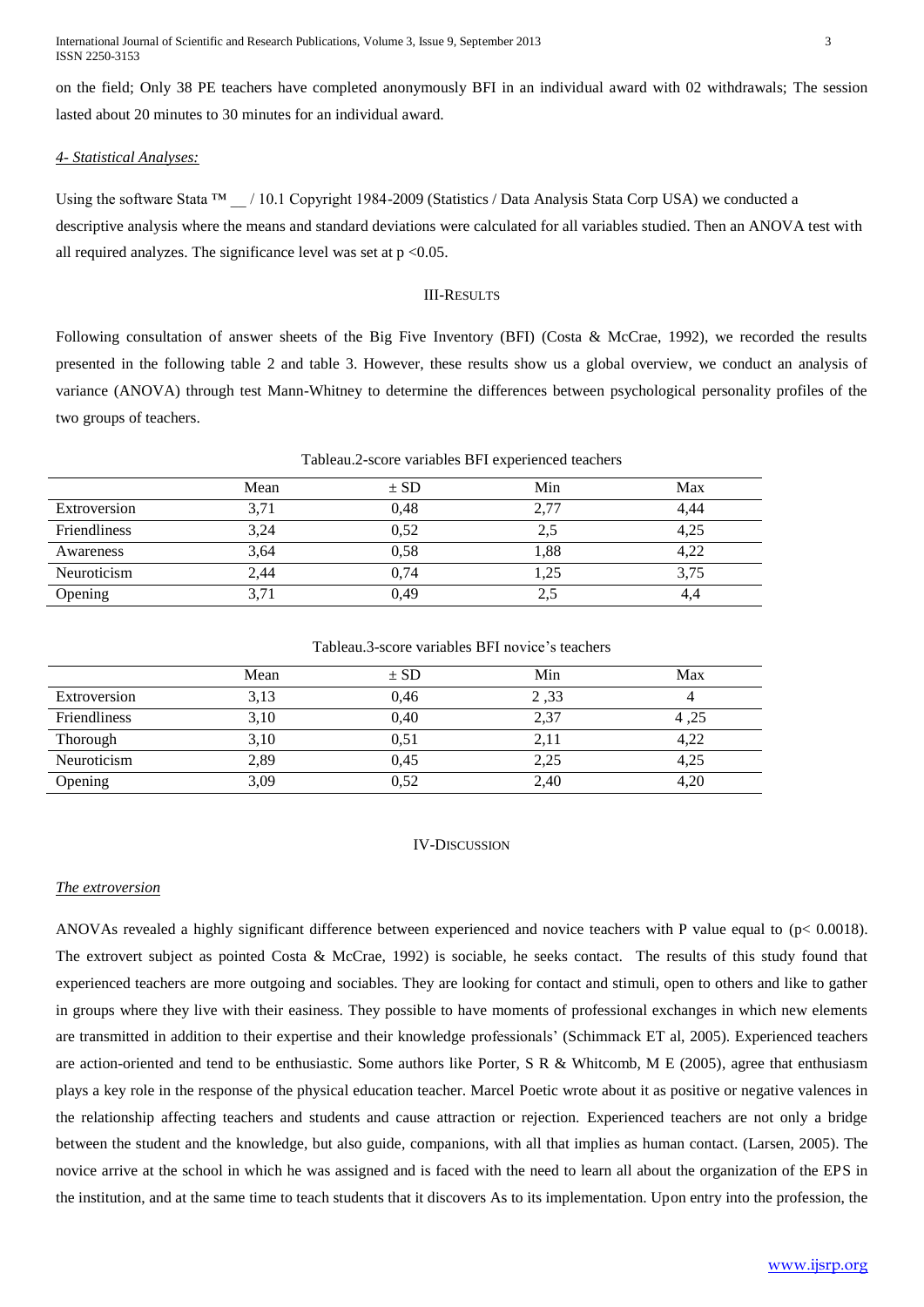on the field; Only 38 PE teachers have completed anonymously BFI in an individual award with 02 withdrawals; The session lasted about 20 minutes to 30 minutes for an individual award.

### *4- Statistical Analyses:*

Using the software Stata ™ __ / 10.1 Copyright 1984-2009 (Statistics / Data Analysis Stata Corp USA) we conducted a descriptive analysis where the means and standard deviations were calculated for all variables studied. Then an ANOVA test with all required analyzes. The significance level was set at $p < 0.05$.

## III-RESULTS

Following consultation of answer sheets of the Big Five Inventory (BFI) (Costa & McCrae, 1992), we recorded the results presented in the following table 2 and table 3. However, these results show us a global overview, we conduct an analysis of variance (ANOVA) through test Mann-Whitney to determine the differences between psychological personality profiles of the two groups of teachers.

Tableau.2-score variables BFI experienced teachers

| | Mean | ± SD | Min | Max |
|---|---|---|---|---|
| Extroversion | 3,71 | 0,48 | 2,77 | 4,44 |
| Friendliness | 3,24 | 0,52 | 2,5 | 4,25 |
| Awareness | 3,64 | 0,58 | 1,88 | 4,22 |
| Neuroticism | 2,44 | 0,74 | 1,25 | 3,75 |
| Opening | 3,71 | 0,49 | 2,5 | 4,4 |

Tableau.3-score variables BFI novice's teachers

| | Mean | ± SD | Min | Max |
|---|---|---|---|---|
| Extroversion | 3,13 | 0,46 | 2 ,33 | 4 |
| Friendliness | 3,10 | 0,40 | 2,37 | 4 ,25 |
| Thorough | 3,10 | 0,51 | 2,11 | 4,22 |
| Neuroticism | 2,89 | 0,45 | 2,25 | 4,25 |
| Opening | 3,09 | 0,52 | 2,40 | 4,20 |

## IV-DISCUSSION

### *The extroversion*

ANOVAs revealed a highly significant difference between experienced and novice teachers with P value equal to ($p < 0.0018$). The extrovert subject as pointed Costa & McCrae, 1992) is sociable, he seeks contact. The results of this study found that experienced teachers are more outgoing and sociables. They are looking for contact and stimuli, open to others and like to gather in groups where they live with their easiness. They possible to have moments of professional exchanges in which new elements are transmitted in addition to their expertise and their knowledge professionals' (Schimmack ET al, 2005). Experienced teachers are action-oriented and tend to be enthusiastic. Some authors like Porter, S R & Whitcomb, M E (2005), agree that enthusiasm plays a key role in the response of the physical education teacher. Marcel Poetic wrote about it as positive or negative valences in the relationship affecting teachers and students and cause attraction or rejection. Experienced teachers are not only a bridge between the student and the knowledge, but also guide, companions, with all that implies as human contact. (Larsen, 2005). The novice arrive at the school in which he was assigned and is faced with the need to learn all about the organization of the EPS in the institution, and at the same time to teach students that it discovers As to its implementation. Upon entry into the profession, the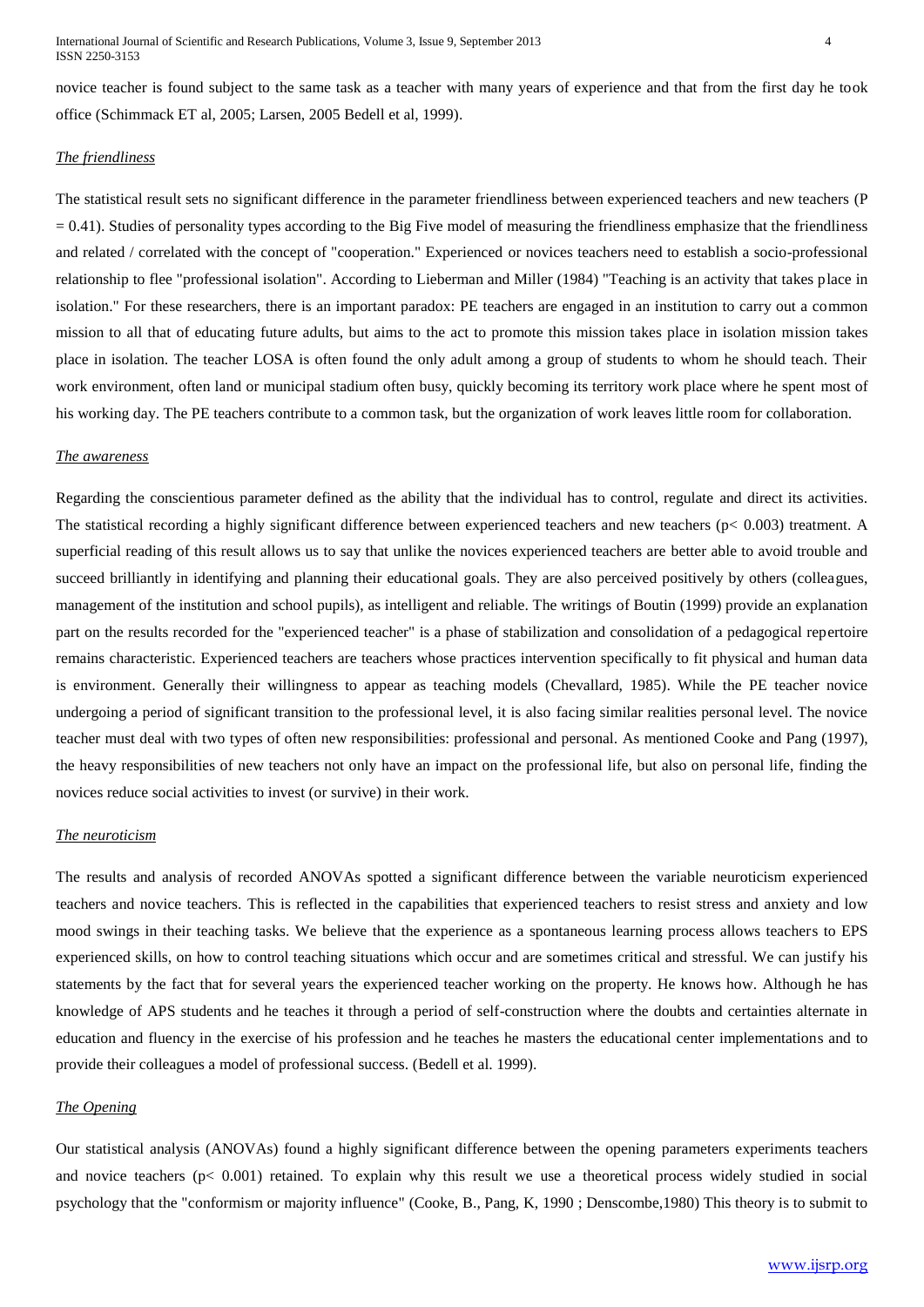novice teacher is found subject to the same task as a teacher with many years of experience and that from the first day he took office (Schimmack ET al, 2005; Larsen, 2005 Bedell et al, 1999).

*The friendliness*

The statistical result sets no significant difference in the parameter friendliness between experienced teachers and new teachers ($P = 0.41$). Studies of personality types according to the Big Five model of measuring the friendliness emphasize that the friendliness and related / correlated with the concept of "cooperation." Experienced or novices teachers need to establish a socio-professional relationship to flee "professional isolation". According to Lieberman and Miller (1984) "Teaching is an activity that takes place in isolation." For these researchers, there is an important paradox: PE teachers are engaged in an institution to carry out a common mission to all that of educating future adults, but aims to the act to promote this mission takes place in isolation mission takes place in isolation. The teacher LOSA is often found the only adult among a group of students to whom he should teach. Their work environment, often land or municipal stadium often busy, quickly becoming its territory work place where he spent most of his working day. The PE teachers contribute to a common task, but the organization of work leaves little room for collaboration.

*The awareness*

Regarding the conscientious parameter defined as the ability that the individual has to control, regulate and direct its activities. The statistical recording a highly significant difference between experienced teachers and new teachers ($p < 0.003$) treatment. A superficial reading of this result allows us to say that unlike the novices experienced teachers are better able to avoid trouble and succeed brilliantly in identifying and planning their educational goals. They are also perceived positively by others (colleagues, management of the institution and school pupils), as intelligent and reliable. The writings of Boutin (1999) provide an explanation part on the results recorded for the "experienced teacher" is a phase of stabilization and consolidation of a pedagogical repertoire remains characteristic. Experienced teachers are teachers whose practices intervention specifically to fit physical and human data is environment. Generally their willingness to appear as teaching models (Chevallard, 1985). While the PE teacher novice undergoing a period of significant transition to the professional level, it is also facing similar realities personal level. The novice teacher must deal with two types of often new responsibilities: professional and personal. As mentioned Cooke and Pang (1997), the heavy responsibilities of new teachers not only have an impact on the professional life, but also on personal life, finding the novices reduce social activities to invest (or survive) in their work.

*The neuroticism*

The results and analysis of recorded ANOVAs spotted a significant difference between the variable neuroticism experienced teachers and novice teachers. This is reflected in the capabilities that experienced teachers to resist stress and anxiety and low mood swings in their teaching tasks. We believe that the experience as a spontaneous learning process allows teachers to EPS experienced skills, on how to control teaching situations which occur and are sometimes critical and stressful. We can justify his statements by the fact that for several years the experienced teacher working on the property. He knows how. Although he has knowledge of APS students and he teaches it through a period of self-construction where the doubts and certainties alternate in education and fluency in the exercise of his profession and he teaches he masters the educational center implementations and to provide their colleagues a model of professional success. (Bedell et al. 1999).

*The Opening*

Our statistical analysis (ANOVAs) found a highly significant difference between the opening parameters experiments teachers and novice teachers ($p < 0.001$) retained. To explain why this result we use a theoretical process widely studied in social psychology that the "conformism or majority influence" (Cooke, B., Pang, K, 1990 ; Denscombe,1980) This theory is to submit to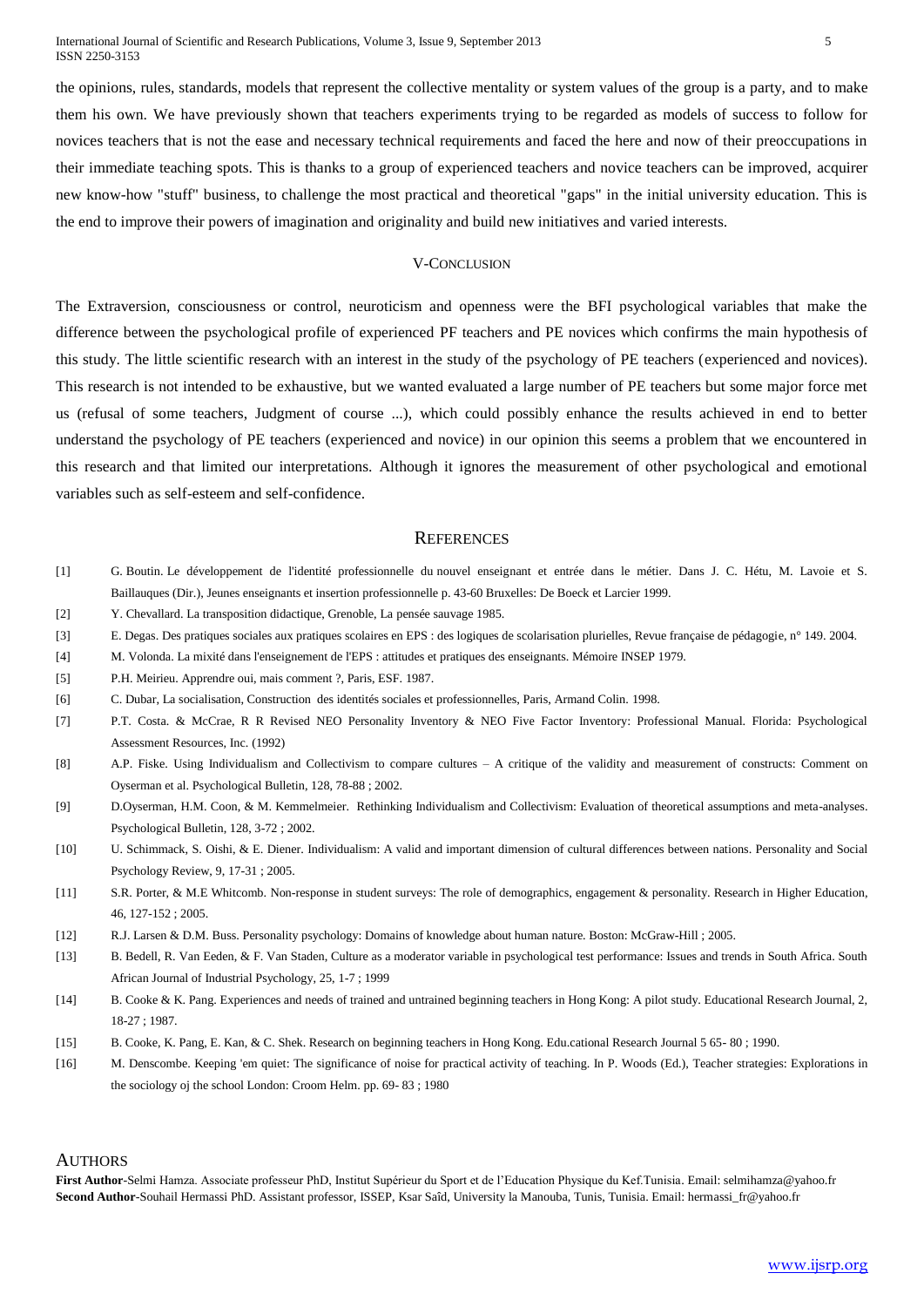the opinions, rules, standards, models that represent the collective mentality or system values of the group is a party, and to make them his own. We have previously shown that teachers experiments trying to be regarded as models of success to follow for novices teachers that is not the ease and necessary technical requirements and faced the here and now of their preoccupations in their immediate teaching spots. This is thanks to a group of experienced teachers and novice teachers can be improved, acquirer new know-how "stuff" business, to challenge the most practical and theoretical "gaps" in the initial university education. This is the end to improve their powers of imagination and originality and build new initiatives and varied interests.

## V-Conclusion

The Extraversion, consciousness or control, neuroticism and openness were the BFI psychological variables that make the difference between the psychological profile of experienced PF teachers and PE novices which confirms the main hypothesis of this study. The little scientific research with an interest in the study of the psychology of PE teachers (experienced and novices). This research is not intended to be exhaustive, but we wanted evaluated a large number of PE teachers but some major force met us (refusal of some teachers, Judgment of course ...), which could possibly enhance the results achieved in end to better understand the psychology of PE teachers (experienced and novice) in our opinion this seems a problem that we encountered in this research and that limited our interpretations. Although it ignores the measurement of other psychological and emotional variables such as self-esteem and self-confidence.

## References

[1] G. Boutin. Le développement de l'identité professionnelle du nouvel enseignant et entrée dans le métier. Dans J. C. Hétu, M. Lavoie et S. Baillauques (Dir.), Jeunes enseignants et insertion professionnelle p. 43-60 Bruxelles: De Boeck et Larcier 1999.

[2] Y. Chevallard. La transposition didactique, Grenoble, La pensée sauvage 1985.

[3] E. Degas. Des pratiques sociales aux pratiques scolaires en EPS : des logiques de scolarisation plurielles, Revue française de pédagogie, n° 149. 2004.

[4] M. Volonda. La mixité dans l'enseignement de l'EPS : attitudes et pratiques des enseignants. Mémoire INSEP 1979.

[5] P.H. Meirieu. Apprendre oui, mais comment ?, Paris, ESF. 1987.

[6] C. Dubar, La socialisation, Construction des identités sociales et professionnelles, Paris, Armand Colin. 1998.

[7] P.T. Costa. & McCrae, R R Revised NEO Personality Inventory & NEO Five Factor Inventory: Professional Manual. Florida: Psychological Assessment Resources, Inc. (1992)

[8] A.P. Fiske. Using Individualism and Collectivism to compare cultures – A critique of the validity and measurement of constructs: Comment on Oyserman et al. Psychological Bulletin, 128, 78-88 ; 2002.

[9] D.Oyserman, H.M. Coon, & M. Kemmelmeier. Rethinking Individualism and Collectivism: Evaluation of theoretical assumptions and meta-analyses. Psychological Bulletin, 128, 3-72 ; 2002.

[10] U. Schimmack, S. Oishi, & E. Diener. Individualism: A valid and important dimension of cultural differences between nations. Personality and Social Psychology Review, 9, 17-31 ; 2005.

[11] S.R. Porter, & M.E Whitcomb. Non-response in student surveys: The role of demographics, engagement & personality. Research in Higher Education, 46, 127-152 ; 2005.

[12] R.J. Larsen & D.M. Buss. Personality psychology: Domains of knowledge about human nature. Boston: McGraw-Hill ; 2005.

[13] B. Bedell, R. Van Eeden, & F. Van Staden, Culture as a moderator variable in psychological test performance: Issues and trends in South Africa. South African Journal of Industrial Psychology, 25, 1-7 ; 1999

[14] B. Cooke & K. Pang. Experiences and needs of trained and untrained beginning teachers in Hong Kong: A pilot study. Educational Research Journal, 2, 18-27 ; 1987.

[15] B. Cooke, K. Pang, E. Kan, & C. Shek. Research on beginning teachers in Hong Kong. Edu.cational Research Journal 5 65- 80 ; 1990.

[16] M. Denscombe. Keeping 'em quiet: The significance of noise for practical activity of teaching. In P. Woods (Ed.), Teacher strategies: Explorations in the sociology oj the school London: Croom Helm. pp. 69- 83 ; 1980

## Authors

**First Author**-Selmi Hamza. Associate professeur PhD, Institut Supérieur du Sport et de l'Education Physique du Kef.Tunisia. Email: selmihamza@yahoo.fr

**Second Author**-Souhail Hermassi PhD. Assistant professor, ISSEP, Ksar Saîd, University la Manouba, Tunis, Tunisia. Email: hermassi_fr@yahoo.fr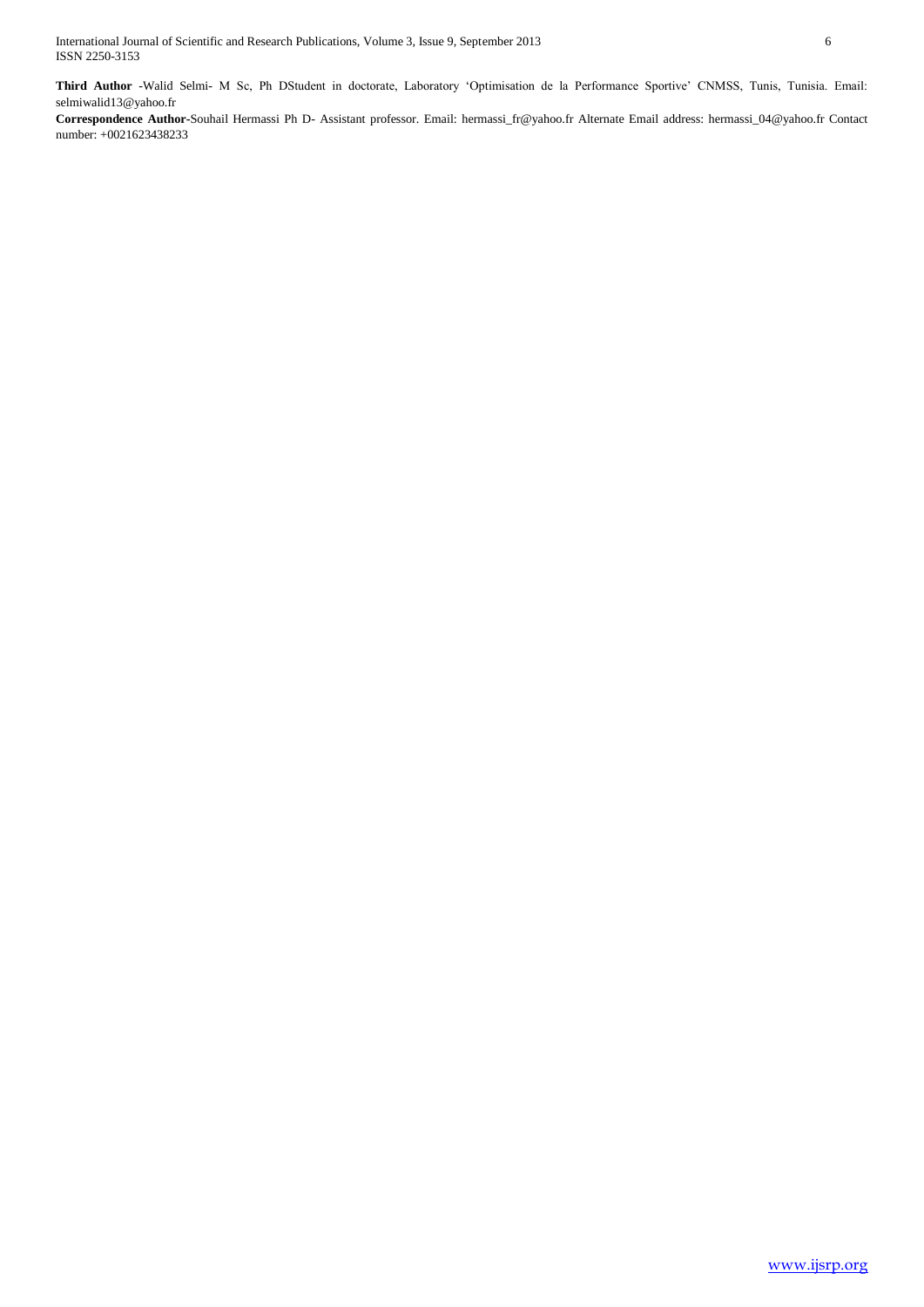**Third Author** -Walid Selmi- M Sc, Ph DStudent in doctorate, Laboratory 'Optimisation de la Performance Sportive' CNMSS, Tunis, Tunisia. Email: selmiwalid13@yahoo.fr

**Correspondence Author**-Souhail Hermassi Ph D- Assistant professor. Email: hermassi_fr@yahoo.fr Alternate Email address: hermassi_04@yahoo.fr Contact number: +0021623438233